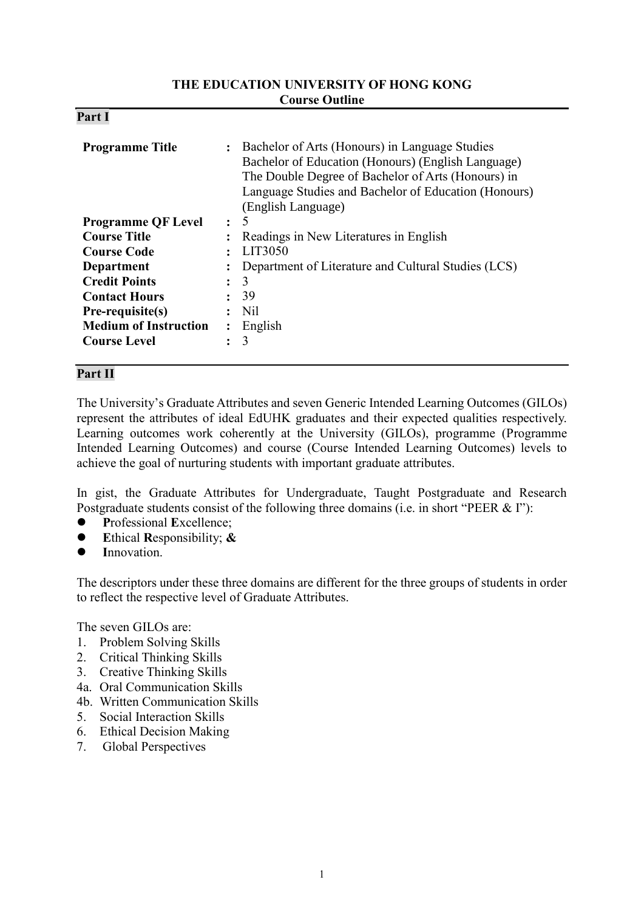**THE EDUCATION UNIVERSITY OF HONG KONG**
**Course Outline**

## Part I

| | | |
|---|---|---|
| **Programme Title** | : | Bachelor of Arts (Honours) in Language Studies<br>Bachelor of Education (Honours) (English Language)<br>The Double Degree of Bachelor of Arts (Honours) in Language Studies and Bachelor of Education (Honours) (English Language) |
| **Programme QF Level** | : | 5 |
| **Course Title** | : | Readings in New Literatures in English |
| **Course Code** | : | LIT3050 |
| **Department** | : | Department of Literature and Cultural Studies (LCS) |
| **Credit Points** | : | 3 |
| **Contact Hours** | : | 39 |
| **Pre-requisite(s)** | : | Nil |
| **Medium of Instruction** | : | English |
| **Course Level** | : | 3 |

## Part II

The University's Graduate Attributes and seven Generic Intended Learning Outcomes (GILOs) represent the attributes of ideal EdUHK graduates and their expected qualities respectively. Learning outcomes work coherently at the University (GILOs), programme (Programme Intended Learning Outcomes) and course (Course Intended Learning Outcomes) levels to achieve the goal of nurturing students with important graduate attributes.

In gist, the Graduate Attributes for Undergraduate, Taught Postgraduate and Research Postgraduate students consist of the following three domains (i.e. in short "PEER & I"):

- **P**rofessional **E**xcellence;
- **E**thical **R**esponsibility; **&**
- **I**nnovation.

The descriptors under these three domains are different for the three groups of students in order to reflect the respective level of Graduate Attributes.

The seven GILOs are:

1. Problem Solving Skills
2. Critical Thinking Skills
3. Creative Thinking Skills

4a. Oral Communication Skills
4b. Written Communication Skills

5. Social Interaction Skills
6. Ethical Decision Making
7. Global Perspectives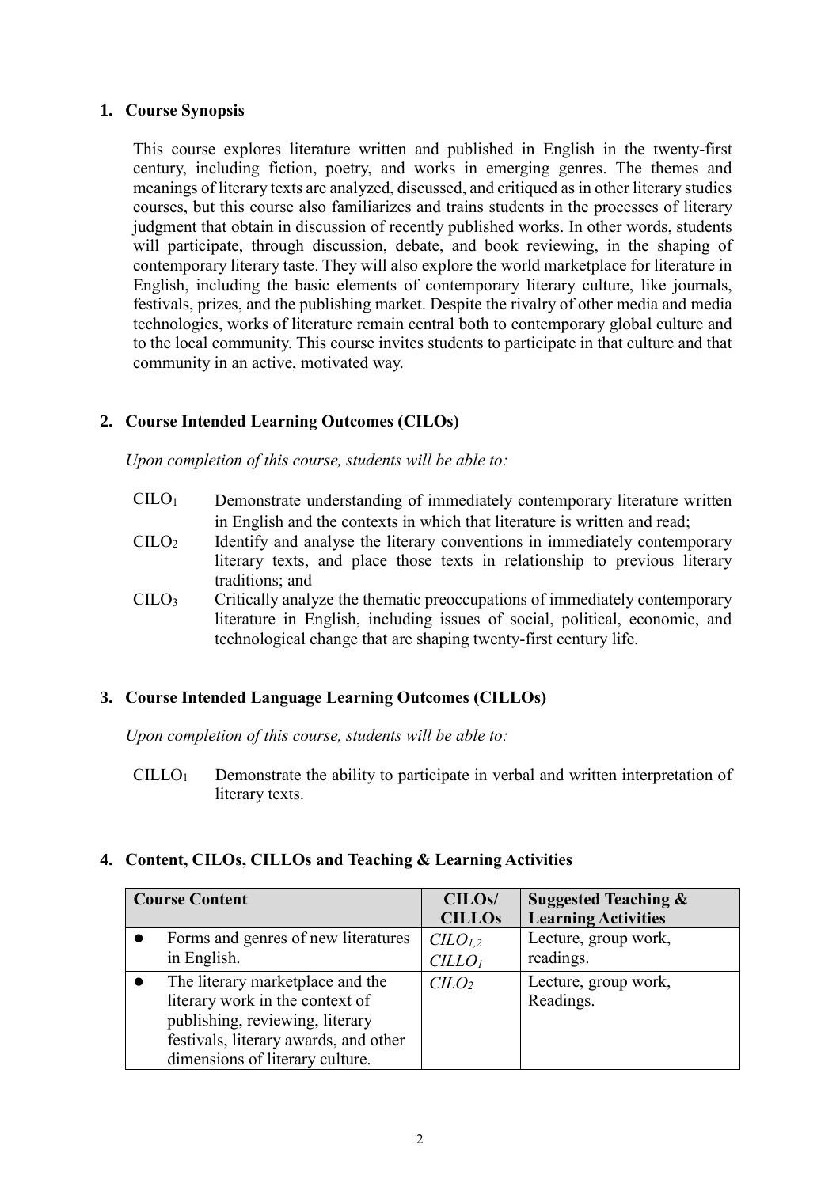## 1. Course Synopsis

This course explores literature written and published in English in the twenty-first century, including fiction, poetry, and works in emerging genres. The themes and meanings of literary texts are analyzed, discussed, and critiqued as in other literary studies courses, but this course also familiarizes and trains students in the processes of literary judgment that obtain in discussion of recently published works. In other words, students will participate, through discussion, debate, and book reviewing, in the shaping of contemporary literary taste. They will also explore the world marketplace for literature in English, including the basic elements of contemporary literary culture, like journals, festivals, prizes, and the publishing market. Despite the rivalry of other media and media technologies, works of literature remain central both to contemporary global culture and to the local community. This course invites students to participate in that culture and that community in an active, motivated way.

## 2. Course Intended Learning Outcomes (CILOs)

*Upon completion of this course, students will be able to:*

- $CILO_1$ Demonstrate understanding of immediately contemporary literature written in English and the contexts in which that literature is written and read;
- $CILO_2$ Identify and analyse the literary conventions in immediately contemporary literary texts, and place those texts in relationship to previous literary traditions; and
- $CILO_3$ Critically analyze the thematic preoccupations of immediately contemporary literature in English, including issues of social, political, economic, and technological change that are shaping twenty-first century life.

## 3. Course Intended Language Learning Outcomes (CILLOs)

*Upon completion of this course, students will be able to:*

- $CILLO_1$ Demonstrate the ability to participate in verbal and written interpretation of literary texts.

## 4. Content, CILOs, CILLOs and Teaching & Learning Activities

| Course Content | CILOs/ CILLOs | Suggested Teaching & Learning Activities |
|---|---|---|
| • Forms and genres of new literatures in English. | $CILO_{1,2}$ $CILLO_1$ | Lecture, group work, readings. |
| • The literary marketplace and the literary work in the context of publishing, reviewing, literary festivals, literary awards, and other dimensions of literary culture. | $CILO_2$ | Lecture, group work, Readings. |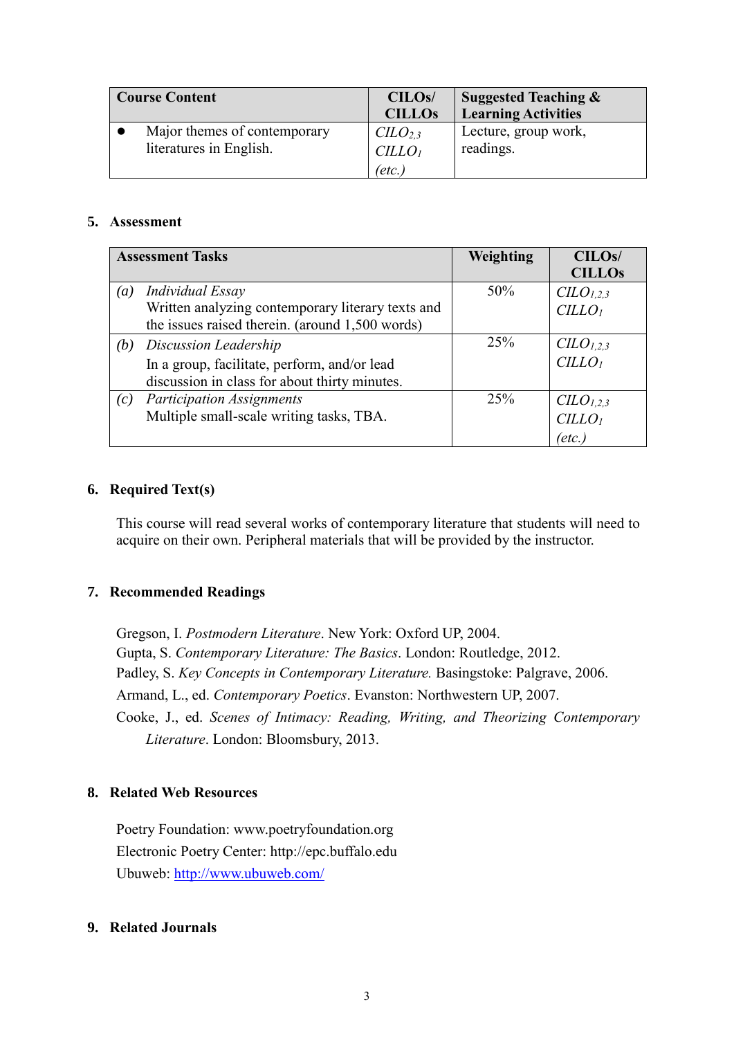| Course Content | CILOs/ CILLOs | Suggested Teaching & Learning Activities |
|---|---|---|
| • Major themes of contemporary literatures in English. | *CILO*$_{2,3}$ *CILLO*$_{1}$ *(etc.)* | Lecture, group work, readings. |

## 5. Assessment

| Assessment Tasks | Weighting | CILOs/ CILLOs |
|---|---|---|
| *(a)* *Individual Essay* Written analyzing contemporary literary texts and the issues raised therein. (around 1,500 words) | 50% | *CILO*$_{1,2,3}$ *CILLO*$_{1}$ |
| *(b)* *Discussion Leadership* In a group, facilitate, perform, and/or lead discussion in class for about thirty minutes. | 25% | *CILO*$_{1,2,3}$ *CILLO*$_{1}$ |
| *(c)* *Participation Assignments* Multiple small-scale writing tasks, TBA. | 25% | *CILO*$_{1,2,3}$ *CILLO*$_{1}$ *(etc.)* |

## 6. Required Text(s)

This course will read several works of contemporary literature that students will need to acquire on their own. Peripheral materials that will be provided by the instructor.

## 7. Recommended Readings

Gregson, I. *Postmodern Literature*. New York: Oxford UP, 2004.
Gupta, S. *Contemporary Literature: The Basics*. London: Routledge, 2012.
Padley, S. *Key Concepts in Contemporary Literature.* Basingstoke: Palgrave, 2006.
Armand, L., ed. *Contemporary Poetics*. Evanston: Northwestern UP, 2007.
Cooke, J., ed. *Scenes of Intimacy: Reading, Writing, and Theorizing Contemporary Literature*. London: Bloomsbury, 2013.

## 8. Related Web Resources

Poetry Foundation: www.poetryfoundation.org
Electronic Poetry Center: http://epc.buffalo.edu
Ubuweb: http://www.ubuweb.com/

## 9. Related Journals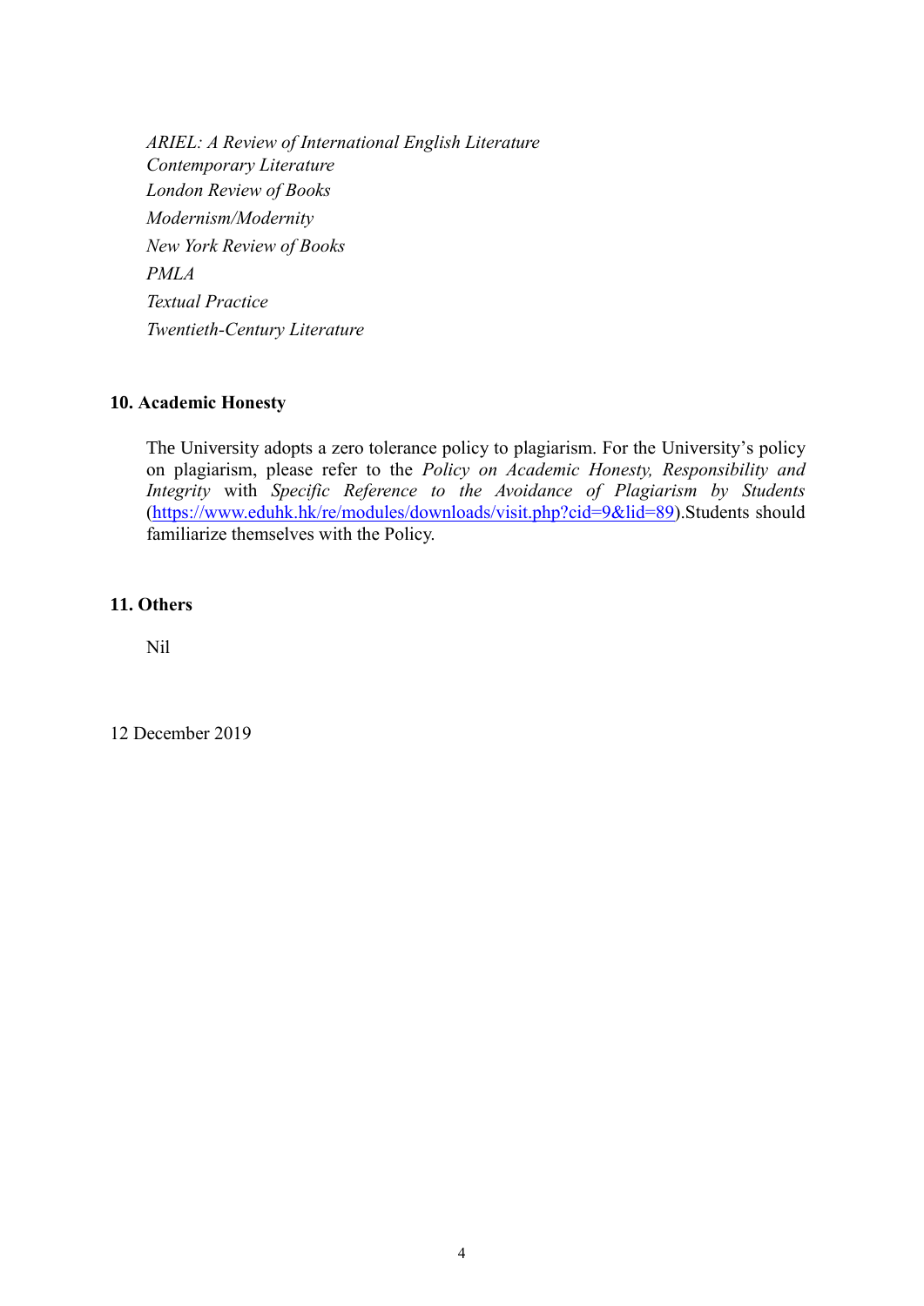*ARIEL: A Review of International English Literature*
*Contemporary Literature*
*London Review of Books*
*Modernism/Modernity*
*New York Review of Books*
*PMLA*
*Textual Practice*
*Twentieth-Century Literature*

**10. Academic Honesty**

The University adopts a zero tolerance policy to plagiarism. For the University's policy on plagiarism, please refer to the *Policy on Academic Honesty, Responsibility and Integrity* with *Specific Reference to the Avoidance of Plagiarism by Students* (https://www.eduhk.hk/re/modules/downloads/visit.php?cid=9&lid=89).Students should familiarize themselves with the Policy.

**11. Others**

Nil

12 December 2019